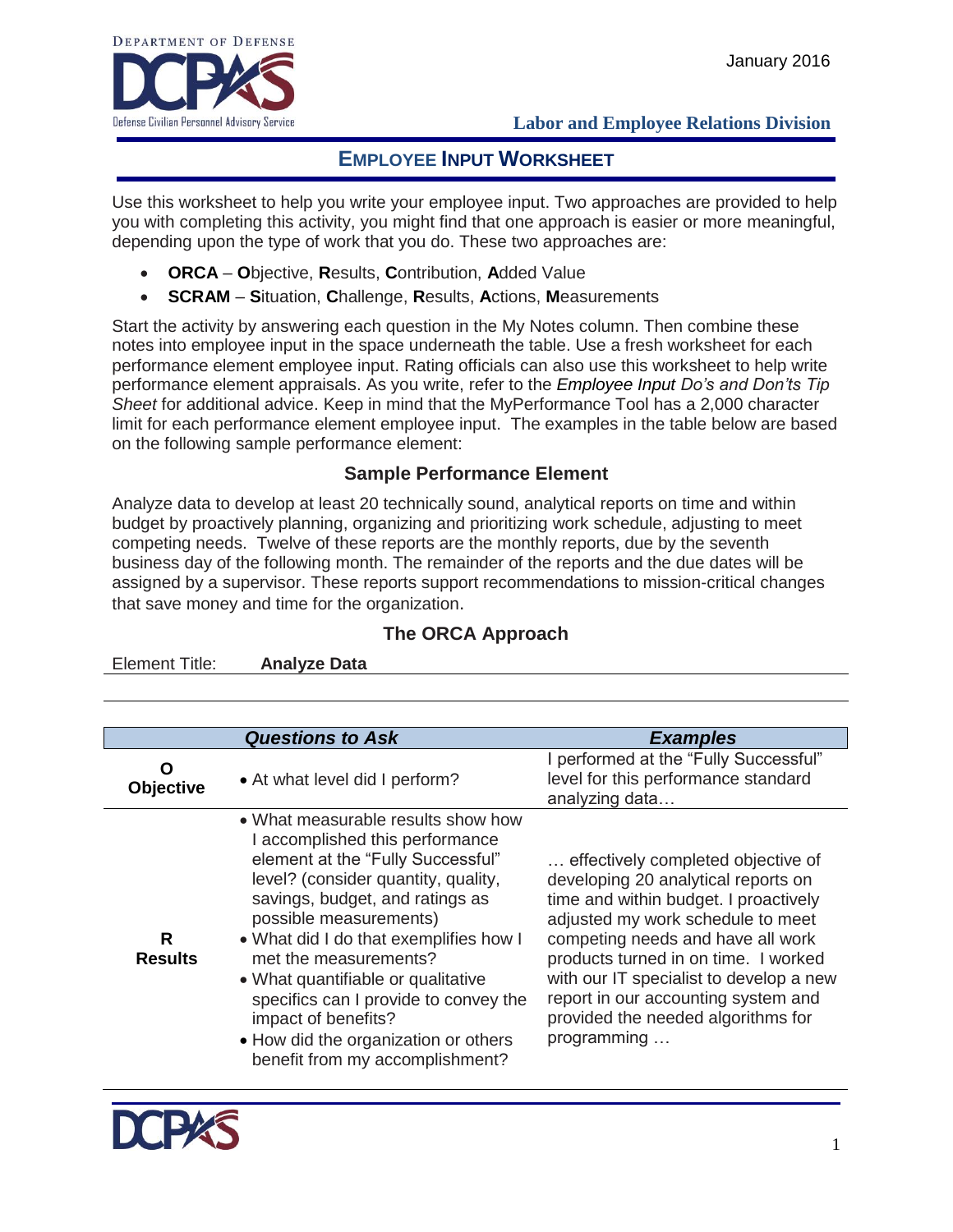Department of Defense
DCPAS
Defense Civilian Personnel Advisory Service

January 2016

**Labor and Employee Relations Division**

## EMPLOYEE INPUT WORKSHEET

Use this worksheet to help you write your employee input. Two approaches are provided to help you with completing this activity, you might find that one approach is easier or more meaningful, depending upon the type of work that you do. These two approaches are:

- **ORCA** – **O**bjective, **R**esults, **C**ontribution, **A**dded Value
- **SCRAM** – **S**ituation, **C**hallenge, **R**esults, **A**ctions, **M**easurements

Start the activity by answering each question in the My Notes column. Then combine these notes into employee input in the space underneath the table. Use a fresh worksheet for each performance element employee input. Rating officials can also use this worksheet to help write performance element appraisals. As you write, refer to the *Employee Input Do's and Don'ts Tip Sheet* for additional advice. Keep in mind that the MyPerformance Tool has a 2,000 character limit for each performance element employee input. The examples in the table below are based on the following sample performance element:

### Sample Performance Element

Analyze data to develop at least 20 technically sound, analytical reports on time and within budget by proactively planning, organizing and prioritizing work schedule, adjusting to meet competing needs. Twelve of these reports are the monthly reports, due by the seventh business day of the following month. The remainder of the reports and the due dates will be assigned by a supervisor. These reports support recommendations to mission-critical changes that save money and time for the organization.

### The ORCA Approach

Element Title: **Analyze Data**

| | ***Questions to Ask*** | ***Examples*** |
|---|---|---|
| **O**<br>**Objective** | • At what level did I perform? | I performed at the "Fully Successful" level for this performance standard analyzing data… |
| **R**<br>**Results** | • What measurable results show how I accomplished this performance element at the "Fully Successful" level? (consider quantity, quality, savings, budget, and ratings as possible measurements)<br>• What did I do that exemplifies how I met the measurements?<br>• What quantifiable or qualitative specifics can I provide to convey the impact of benefits?<br>• How did the organization or others benefit from my accomplishment? | … effectively completed objective of developing 20 analytical reports on time and within budget. I proactively adjusted my work schedule to meet competing needs and have all work products turned in on time. I worked with our IT specialist to develop a new report in our accounting system and provided the needed algorithms for programming … |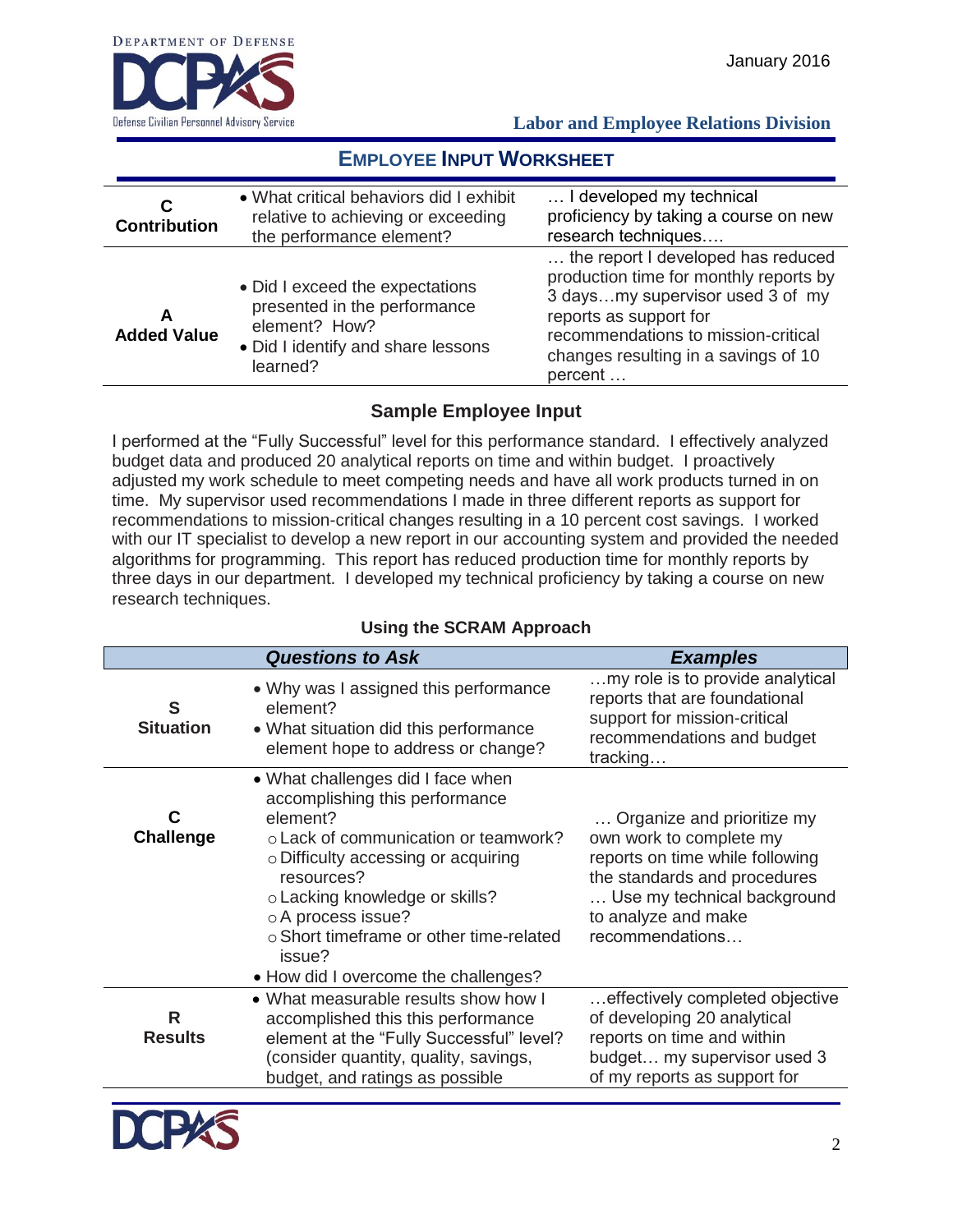## Employee Input Worksheet

| | | |
|---|---|---|
| **C** **Contribution** | • What critical behaviors did I exhibit relative to achieving or exceeding the performance element? | … I developed my technical proficiency by taking a course on new research techniques…. |
| **A** **Added Value** | • Did I exceed the expectations presented in the performance element? How? • Did I identify and share lessons learned? | … the report I developed has reduced production time for monthly reports by 3 days…my supervisor used 3 of my reports as support for recommendations to mission-critical changes resulting in a savings of 10 percent … |

### Sample Employee Input

I performed at the "Fully Successful" level for this performance standard. I effectively analyzed budget data and produced 20 analytical reports on time and within budget. I proactively adjusted my work schedule to meet competing needs and have all work products turned in on time. My supervisor used recommendations I made in three different reports as support for recommendations to mission-critical changes resulting in a 10 percent cost savings. I worked with our IT specialist to develop a new report in our accounting system and provided the needed algorithms for programming. This report has reduced production time for monthly reports by three days in our department. I developed my technical proficiency by taking a course on new research techniques.

### Using the SCRAM Approach

| | ***Questions to Ask*** | ***Examples*** |
|---|---|---|
| **S** **Situation** | • Why was I assigned this performance element? • What situation did this performance element hope to address or change? | …my role is to provide analytical reports that are foundational support for mission-critical recommendations and budget tracking… |
| **C** **Challenge** | • What challenges did I face when accomplishing this performance element? ○ Lack of communication or teamwork? ○ Difficulty accessing or acquiring resources? ○ Lacking knowledge or skills? ○ A process issue? ○ Short timeframe or other time-related issue? • How did I overcome the challenges? | … Organize and prioritize my own work to complete my reports on time while following the standards and procedures … Use my technical background to analyze and make recommendations… |
| **R** **Results** | • What measurable results show how I accomplished this this performance element at the "Fully Successful" level? (consider quantity, quality, savings, budget, and ratings as possible | …effectively completed objective of developing 20 analytical reports on time and within budget… my supervisor used 3 of my reports as support for |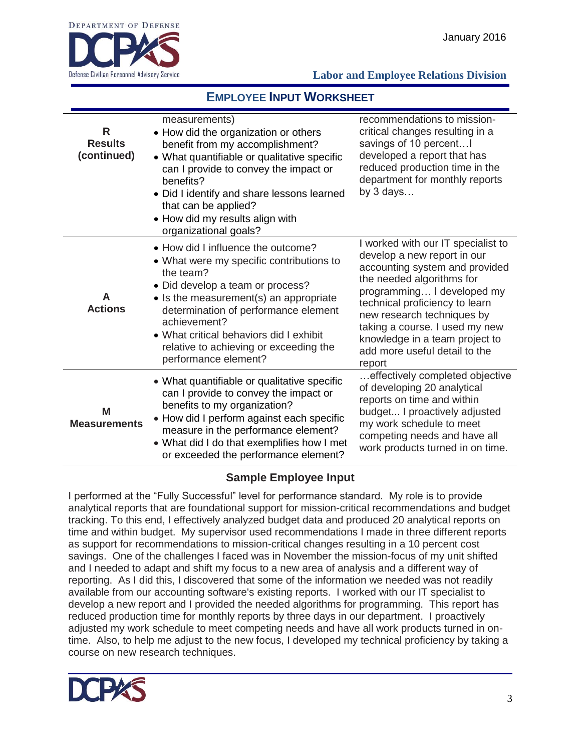## EMPLOYEE INPUT WORKSHEET

| | | |
|---|---|---|
| **R Results (continued)** | measurements)<br>• How did the organization or others benefit from my accomplishment?<br>• What quantifiable or qualitative specific can I provide to convey the impact or benefits?<br>• Did I identify and share lessons learned that can be applied?<br>• How did my results align with organizational goals? | recommendations to mission-critical changes resulting in a savings of 10 percent…I developed a report that has reduced production time in the department for monthly reports by 3 days… |
| **A Actions** | • How did I influence the outcome?<br>• What were my specific contributions to the team?<br>• Did develop a team or process?<br>• Is the measurement(s) an appropriate determination of performance element achievement?<br>• What critical behaviors did I exhibit relative to achieving or exceeding the performance element? | I worked with our IT specialist to develop a new report in our accounting system and provided the needed algorithms for programming… I developed my technical proficiency to learn new research techniques by taking a course. I used my new knowledge in a team project to add more useful detail to the report |
| **M Measurements** | • What quantifiable or qualitative specific can I provide to convey the impact or benefits to my organization?<br>• How did I perform against each specific measure in the performance element?<br>• What did I do that exemplifies how I met or exceeded the performance element? | …effectively completed objective of developing 20 analytical reports on time and within budget... I proactively adjusted my work schedule to meet competing needs and have all work products turned in on time. |

### Sample Employee Input

I performed at the "Fully Successful" level for performance standard. My role is to provide analytical reports that are foundational support for mission-critical recommendations and budget tracking. To this end, I effectively analyzed budget data and produced 20 analytical reports on time and within budget. My supervisor used recommendations I made in three different reports as support for recommendations to mission-critical changes resulting in a 10 percent cost savings. One of the challenges I faced was in November the mission-focus of my unit shifted and I needed to adapt and shift my focus to a new area of analysis and a different way of reporting. As I did this, I discovered that some of the information we needed was not readily available from our accounting software's existing reports. I worked with our IT specialist to develop a new report and I provided the needed algorithms for programming. This report has reduced production time for monthly reports by three days in our department. I proactively adjusted my work schedule to meet competing needs and have all work products turned in on-time. Also, to help me adjust to the new focus, I developed my technical proficiency by taking a course on new research techniques.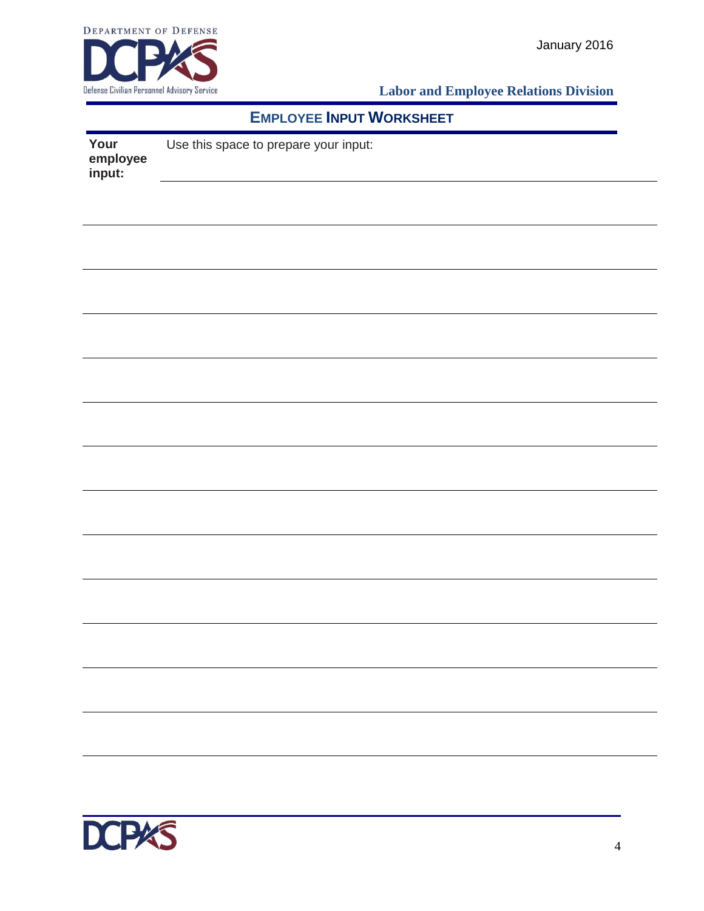## EMPLOYEE INPUT WORKSHEET

**Your employee input:** Use this space to prepare your input: